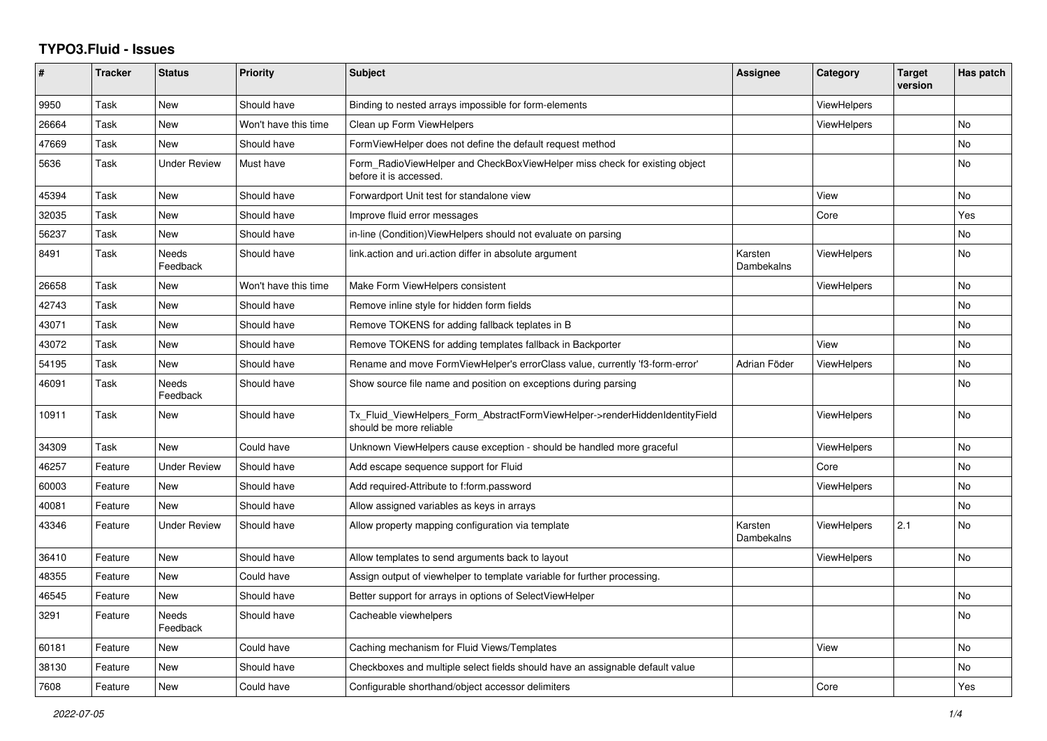# TYPO3.Fluid - Issues

| # | Tracker | Status | Priority | Subject | Assignee | Category | Target version | Has patch |
|---|---|---|---|---|---|---|---|---|
| 9950 | Task | New | Should have | Binding to nested arrays impossible for form-elements | | ViewHelpers | | |
| 26664 | Task | New | Won't have this time | Clean up Form ViewHelpers | | ViewHelpers | | No |
| 47669 | Task | New | Should have | FormViewHelper does not define the default request method | | | | No |
| 5636 | Task | Under Review | Must have | Form_RadioViewHelper and CheckBoxViewHelper miss check for existing object before it is accessed. | | | | No |
| 45394 | Task | New | Should have | Forwardport Unit test for standalone view | | View | | No |
| 32035 | Task | New | Should have | Improve fluid error messages | | Core | | Yes |
| 56237 | Task | New | Should have | in-line (Condition)ViewHelpers should not evaluate on parsing | | | | No |
| 8491 | Task | Needs Feedback | Should have | link.action and uri.action differ in absolute argument | Karsten Dambekalns | ViewHelpers | | No |
| 26658 | Task | New | Won't have this time | Make Form ViewHelpers consistent | | ViewHelpers | | No |
| 42743 | Task | New | Should have | Remove inline style for hidden form fields | | | | No |
| 43071 | Task | New | Should have | Remove TOKENS for adding fallback teplates in B | | | | No |
| 43072 | Task | New | Should have | Remove TOKENS for adding templates fallback in Backporter | | View | | No |
| 54195 | Task | New | Should have | Rename and move FormViewHelper's errorClass value, currently 'f3-form-error' | Adrian Föder | ViewHelpers | | No |
| 46091 | Task | Needs Feedback | Should have | Show source file name and position on exceptions during parsing | | | | No |
| 10911 | Task | New | Should have | Tx_Fluid_ViewHelpers_Form_AbstractFormViewHelper->renderHiddenIdentityField should be more reliable | | ViewHelpers | | No |
| 34309 | Task | New | Could have | Unknown ViewHelpers cause exception - should be handled more graceful | | ViewHelpers | | No |
| 46257 | Feature | Under Review | Should have | Add escape sequence support for Fluid | | Core | | No |
| 60003 | Feature | New | Should have | Add required-Attribute to f:form.password | | ViewHelpers | | No |
| 40081 | Feature | New | Should have | Allow assigned variables as keys in arrays | | | | No |
| 43346 | Feature | Under Review | Should have | Allow property mapping configuration via template | Karsten Dambekalns | ViewHelpers | 2.1 | No |
| 36410 | Feature | New | Should have | Allow templates to send arguments back to layout | | ViewHelpers | | No |
| 48355 | Feature | New | Could have | Assign output of viewhelper to template variable for further processing. | | | | |
| 46545 | Feature | New | Should have | Better support for arrays in options of SelectViewHelper | | | | No |
| 3291 | Feature | Needs Feedback | Should have | Cacheable viewhelpers | | | | No |
| 60181 | Feature | New | Could have | Caching mechanism for Fluid Views/Templates | | View | | No |
| 38130 | Feature | New | Should have | Checkboxes and multiple select fields should have an assignable default value | | | | No |
| 7608 | Feature | New | Could have | Configurable shorthand/object accessor delimiters | | Core | | Yes |

*2022-07-05*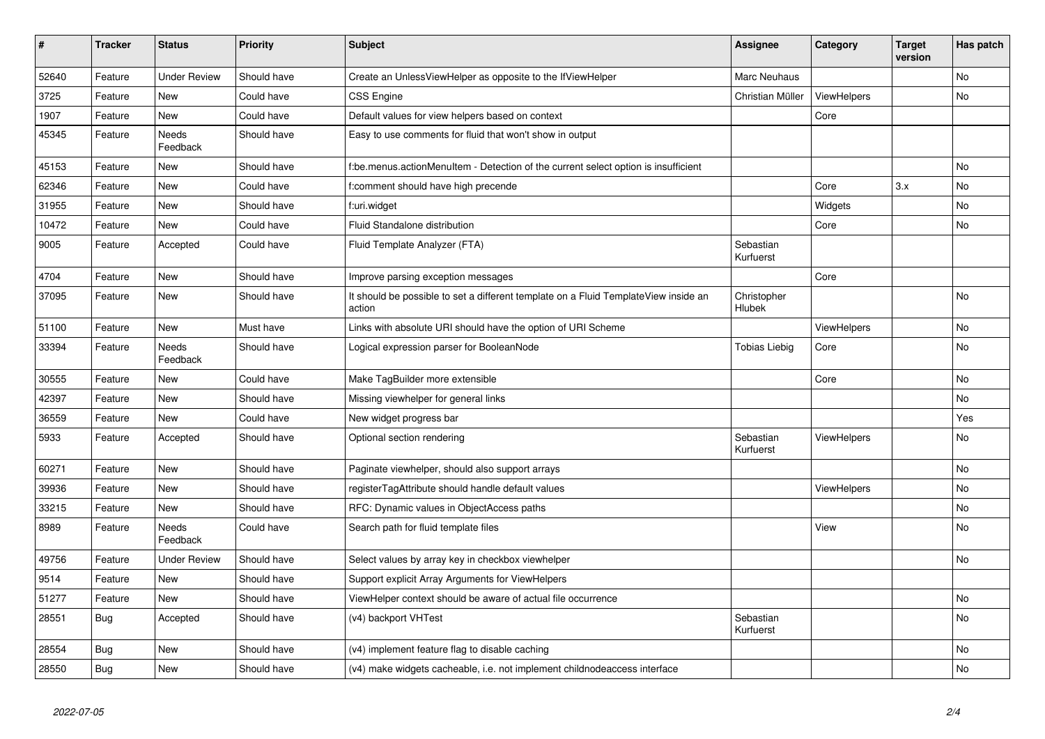| # | Tracker | Status | Priority | Subject | Assignee | Category | Target version | Has patch |
|---|---|---|---|---|---|---|---|---|
| 52640 | Feature | Under Review | Should have | Create an UnlessViewHelper as opposite to the IfViewHelper | Marc Neuhaus | | | No |
| 3725 | Feature | New | Could have | CSS Engine | Christian Müller | ViewHelpers | | No |
| 1907 | Feature | New | Could have | Default values for view helpers based on context | | Core | | |
| 45345 | Feature | Needs Feedback | Should have | Easy to use comments for fluid that won't show in output | | | | |
| 45153 | Feature | New | Should have | f:be.menus.actionMenuItem - Detection of the current select option is insufficient | | | | No |
| 62346 | Feature | New | Could have | f:comment should have high precende | | Core | 3.x | No |
| 31955 | Feature | New | Should have | f:uri.widget | | Widgets | | No |
| 10472 | Feature | New | Could have | Fluid Standalone distribution | | Core | | No |
| 9005 | Feature | Accepted | Could have | Fluid Template Analyzer (FTA) | Sebastian Kurfuerst | | | |
| 4704 | Feature | New | Should have | Improve parsing exception messages | | Core | | |
| 37095 | Feature | New | Should have | It should be possible to set a different template on a Fluid TemplateView inside an action | Christopher Hlubek | | | No |
| 51100 | Feature | New | Must have | Links with absolute URI should have the option of URI Scheme | | ViewHelpers | | No |
| 33394 | Feature | Needs Feedback | Should have | Logical expression parser for BooleanNode | Tobias Liebig | Core | | No |
| 30555 | Feature | New | Could have | Make TagBuilder more extensible | | Core | | No |
| 42397 | Feature | New | Should have | Missing viewhelper for general links | | | | No |
| 36559 | Feature | New | Could have | New widget progress bar | | | | Yes |
| 5933 | Feature | Accepted | Should have | Optional section rendering | Sebastian Kurfuerst | ViewHelpers | | No |
| 60271 | Feature | New | Should have | Paginate viewhelper, should also support arrays | | | | No |
| 39936 | Feature | New | Should have | registerTagAttribute should handle default values | | ViewHelpers | | No |
| 33215 | Feature | New | Should have | RFC: Dynamic values in ObjectAccess paths | | | | No |
| 8989 | Feature | Needs Feedback | Could have | Search path for fluid template files | | View | | No |
| 49756 | Feature | Under Review | Should have | Select values by array key in checkbox viewhelper | | | | No |
| 9514 | Feature | New | Should have | Support explicit Array Arguments for ViewHelpers | | | | |
| 51277 | Feature | New | Should have | ViewHelper context should be aware of actual file occurrence | | | | No |
| 28551 | Bug | Accepted | Should have | (v4) backport VHTest | Sebastian Kurfuerst | | | No |
| 28554 | Bug | New | Should have | (v4) implement feature flag to disable caching | | | | No |
| 28550 | Bug | New | Should have | (v4) make widgets cacheable, i.e. not implement childnodeaccess interface | | | | No |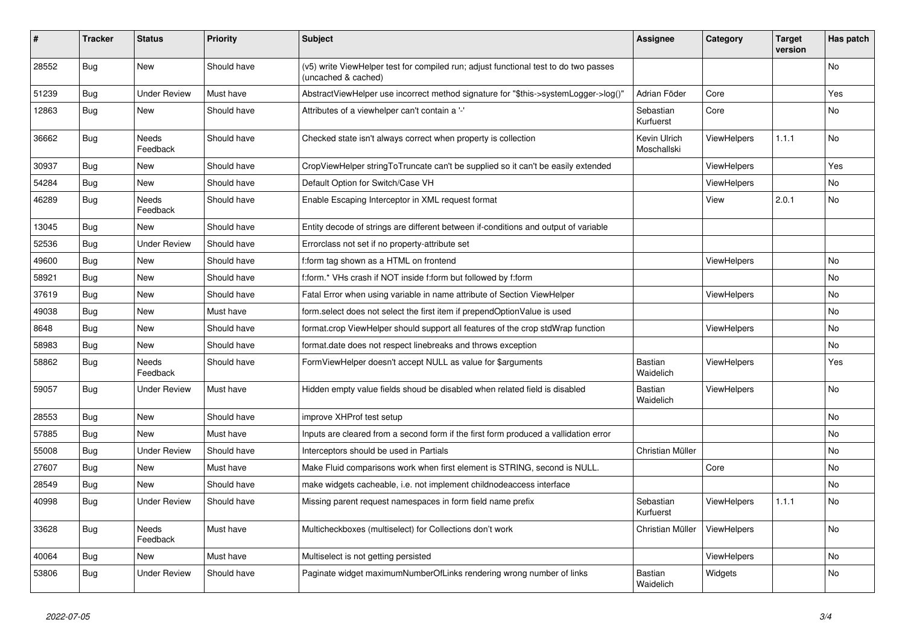| # | Tracker | Status | Priority | Subject | Assignee | Category | Target version | Has patch |
|---|---|---|---|---|---|---|---|---|
| 28552 | Bug | New | Should have | (v5) write ViewHelper test for compiled run; adjust functional test to do two passes (uncached & cached) | | | | No |
| 51239 | Bug | Under Review | Must have | AbstractViewHelper use incorrect method signature for "$this->systemLogger->log()" | Adrian Föder | Core | | Yes |
| 12863 | Bug | New | Should have | Attributes of a viewhelper can't contain a '-' | Sebastian Kurfuerst | Core | | No |
| 36662 | Bug | Needs Feedback | Should have | Checked state isn't always correct when property is collection | Kevin Ulrich Moschallski | ViewHelpers | 1.1.1 | No |
| 30937 | Bug | New | Should have | CropViewHelper stringToTruncate can't be supplied so it can't be easily extended | | ViewHelpers | | Yes |
| 54284 | Bug | New | Should have | Default Option for Switch/Case VH | | ViewHelpers | | No |
| 46289 | Bug | Needs Feedback | Should have | Enable Escaping Interceptor in XML request format | | View | 2.0.1 | No |
| 13045 | Bug | New | Should have | Entity decode of strings are different between if-conditions and output of variable | | | | |
| 52536 | Bug | Under Review | Should have | Errorclass not set if no property-attribute set | | | | |
| 49600 | Bug | New | Should have | f:form tag shown as a HTML on frontend | | ViewHelpers | | No |
| 58921 | Bug | New | Should have | f:form.* VHs crash if NOT inside f:form but followed by f:form | | | | No |
| 37619 | Bug | New | Should have | Fatal Error when using variable in name attribute of Section ViewHelper | | ViewHelpers | | No |
| 49038 | Bug | New | Must have | form.select does not select the first item if prependOptionValue is used | | | | No |
| 8648 | Bug | New | Should have | format.crop ViewHelper should support all features of the crop stdWrap function | | ViewHelpers | | No |
| 58983 | Bug | New | Should have | format.date does not respect linebreaks and throws exception | | | | No |
| 58862 | Bug | Needs Feedback | Should have | FormViewHelper doesn't accept NULL as value for $arguments | Bastian Waidelich | ViewHelpers | | Yes |
| 59057 | Bug | Under Review | Must have | Hidden empty value fields shoud be disabled when related field is disabled | Bastian Waidelich | ViewHelpers | | No |
| 28553 | Bug | New | Should have | improve XHProf test setup | | | | No |
| 57885 | Bug | New | Must have | Inputs are cleared from a second form if the first form produced a vallidation error | | | | No |
| 55008 | Bug | Under Review | Should have | Interceptors should be used in Partials | Christian Müller | | | No |
| 27607 | Bug | New | Must have | Make Fluid comparisons work when first element is STRING, second is NULL. | | Core | | No |
| 28549 | Bug | New | Should have | make widgets cacheable, i.e. not implement childnodeaccess interface | | | | No |
| 40998 | Bug | Under Review | Should have | Missing parent request namespaces in form field name prefix | Sebastian Kurfuerst | ViewHelpers | 1.1.1 | No |
| 33628 | Bug | Needs Feedback | Must have | Multicheckboxes (multiselect) for Collections don't work | Christian Müller | ViewHelpers | | No |
| 40064 | Bug | New | Must have | Multiselect is not getting persisted | | ViewHelpers | | No |
| 53806 | Bug | Under Review | Should have | Paginate widget maximumNumberOfLinks rendering wrong number of links | Bastian Waidelich | Widgets | | No |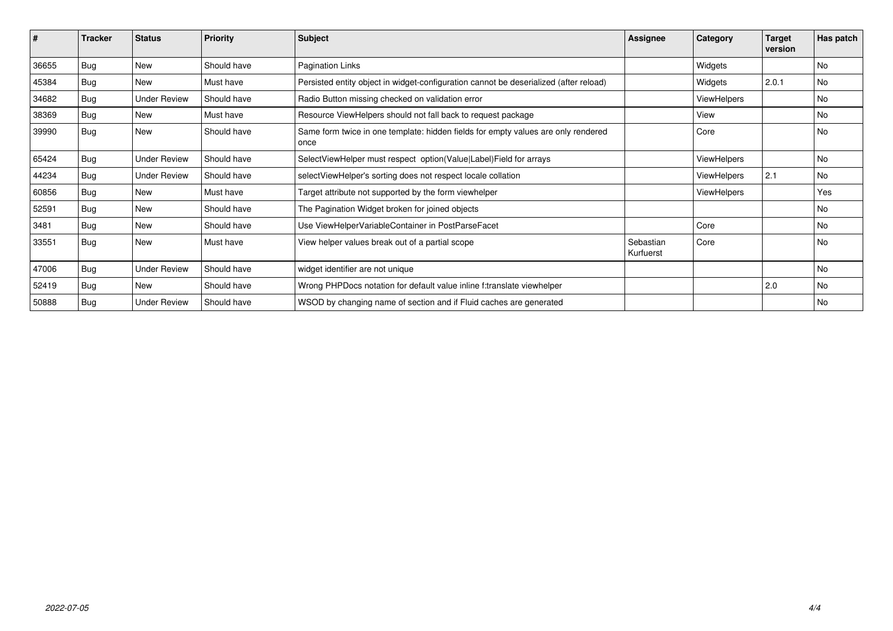| # | Tracker | Status | Priority | Subject | Assignee | Category | Target version | Has patch |
|---|---|---|---|---|---|---|---|---|
| 36655 | Bug | New | Should have | Pagination Links | | Widgets | | No |
| 45384 | Bug | New | Must have | Persisted entity object in widget-configuration cannot be deserialized (after reload) | | Widgets | 2.0.1 | No |
| 34682 | Bug | Under Review | Should have | Radio Button missing checked on validation error | | ViewHelpers | | No |
| 38369 | Bug | New | Must have | Resource ViewHelpers should not fall back to request package | | View | | No |
| 39990 | Bug | New | Should have | Same form twice in one template: hidden fields for empty values are only rendered once | | Core | | No |
| 65424 | Bug | Under Review | Should have | SelectViewHelper must respect option(Value\|Label)Field for arrays | | ViewHelpers | | No |
| 44234 | Bug | Under Review | Should have | selectViewHelper's sorting does not respect locale collation | | ViewHelpers | 2.1 | No |
| 60856 | Bug | New | Must have | Target attribute not supported by the form viewhelper | | ViewHelpers | | Yes |
| 52591 | Bug | New | Should have | The Pagination Widget broken for joined objects | | | | No |
| 3481 | Bug | New | Should have | Use ViewHelperVariableContainer in PostParseFacet | | Core | | No |
| 33551 | Bug | New | Must have | View helper values break out of a partial scope | Sebastian Kurfuerst | Core | | No |
| 47006 | Bug | Under Review | Should have | widget identifier are not unique | | | | No |
| 52419 | Bug | New | Should have | Wrong PHPDocs notation for default value inline f:translate viewhelper | | | 2.0 | No |
| 50888 | Bug | Under Review | Should have | WSOD by changing name of section and if Fluid caches are generated | | | | No |

*2022-07-05*